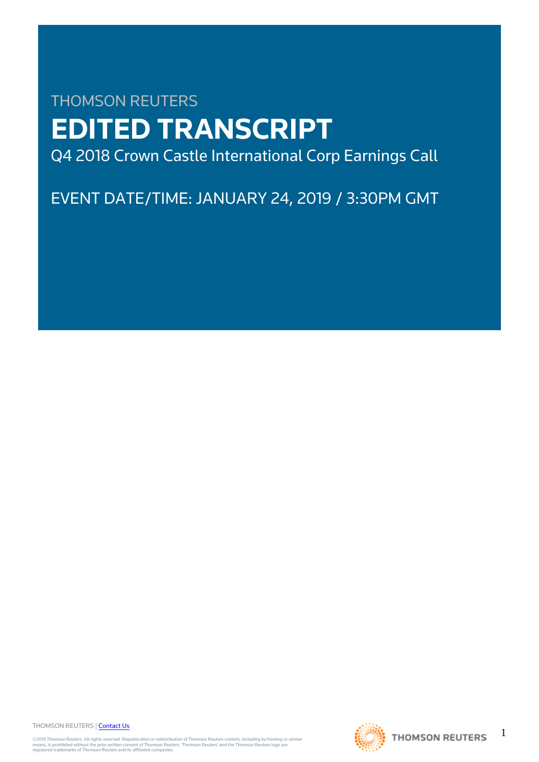THOMSON REUTERS

# EDITED TRANSCRIPT

Q4 2018 Crown Castle International Corp Earnings Call

EVENT DATE/TIME: JANUARY 24, 2019 / 3:30PM GMT

©2019 Thomson Reuters. All rights reserved. Republication or redistribution of Thomson Reuters content, including by framing or similar means, is prohibited without the prior written consent of Thomson Reuters. 'Thomson Reuters' and the Thomson Reuters logo are registered trademarks of Thomson Reuters and its affiliated companies.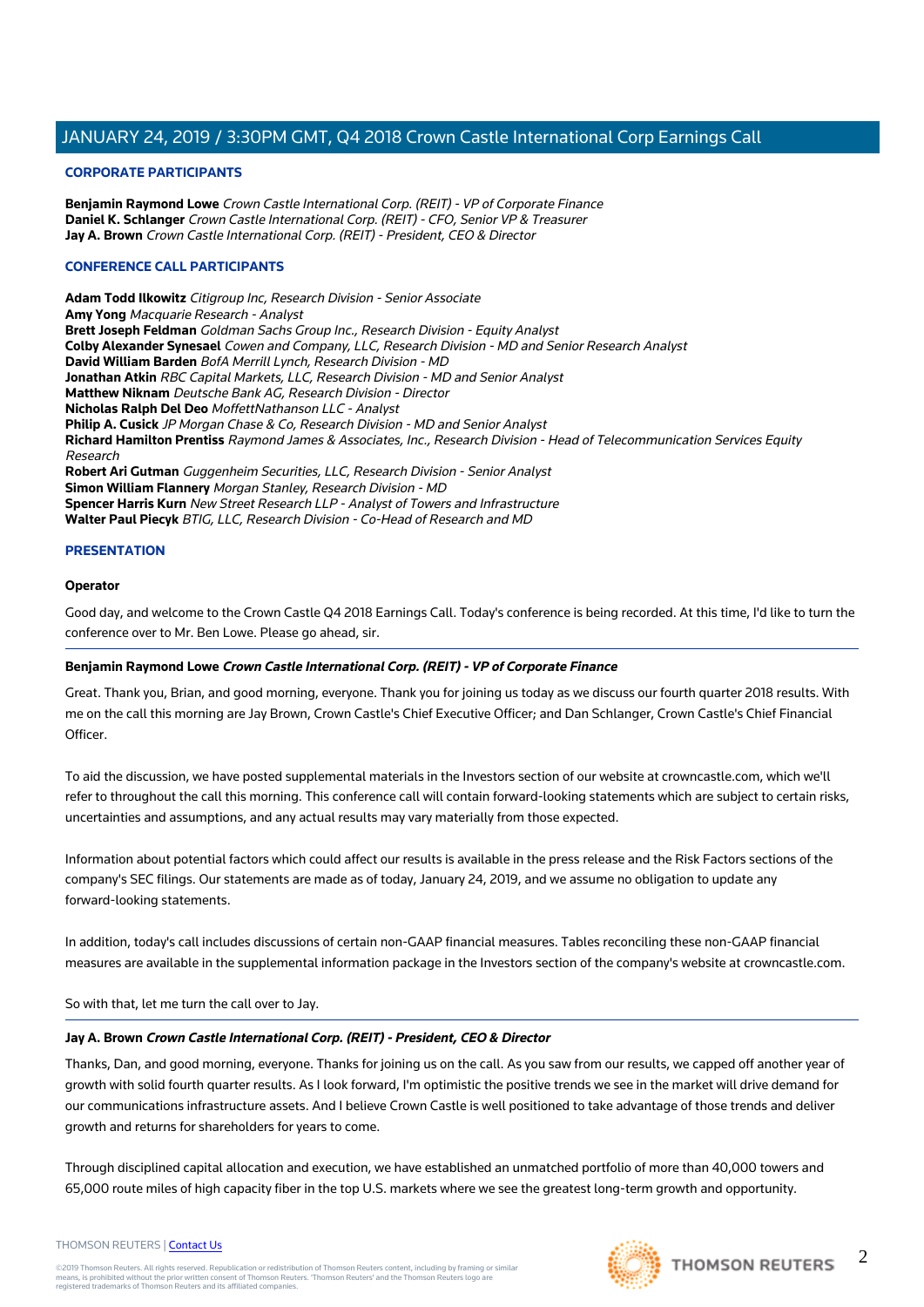## CORPORATE PARTICIPANTS

**Benjamin Raymond Lowe** *Crown Castle International Corp. (REIT) - VP of Corporate Finance*
**Daniel K. Schlanger** *Crown Castle International Corp. (REIT) - CFO, Senior VP & Treasurer*
**Jay A. Brown** *Crown Castle International Corp. (REIT) - President, CEO & Director*

## CONFERENCE CALL PARTICIPANTS

**Adam Todd Ilkowitz** *Citigroup Inc, Research Division - Senior Associate*
**Amy Yong** *Macquarie Research - Analyst*
**Brett Joseph Feldman** *Goldman Sachs Group Inc., Research Division - Equity Analyst*
**Colby Alexander Synesael** *Cowen and Company, LLC, Research Division - MD and Senior Research Analyst*
**David William Barden** *BofA Merrill Lynch, Research Division - MD*
**Jonathan Atkin** *RBC Capital Markets, LLC, Research Division - MD and Senior Analyst*
**Matthew Niknam** *Deutsche Bank AG, Research Division - Director*
**Nicholas Ralph Del Deo** *MoffettNathanson LLC - Analyst*
**Philip A. Cusick** *JP Morgan Chase & Co, Research Division - MD and Senior Analyst*
**Richard Hamilton Prentiss** *Raymond James & Associates, Inc., Research Division - Head of Telecommunication Services Equity Research*
**Robert Ari Gutman** *Guggenheim Securities, LLC, Research Division - Senior Analyst*
**Simon William Flannery** *Morgan Stanley, Research Division - MD*
**Spencer Harris Kurn** *New Street Research LLP - Analyst of Towers and Infrastructure*
**Walter Paul Piecyk** *BTIG, LLC, Research Division - Co-Head of Research and MD*

## PRESENTATION

### Operator

Good day, and welcome to the Crown Castle Q4 2018 Earnings Call. Today's conference is being recorded. At this time, I'd like to turn the conference over to Mr. Ben Lowe. Please go ahead, sir.

### Benjamin Raymond Lowe *Crown Castle International Corp. (REIT) - VP of Corporate Finance*

Great. Thank you, Brian, and good morning, everyone. Thank you for joining us today as we discuss our fourth quarter 2018 results. With me on the call this morning are Jay Brown, Crown Castle's Chief Executive Officer; and Dan Schlanger, Crown Castle's Chief Financial Officer.

To aid the discussion, we have posted supplemental materials in the Investors section of our website at crowncastle.com, which we'll refer to throughout the call this morning. This conference call will contain forward-looking statements which are subject to certain risks, uncertainties and assumptions, and any actual results may vary materially from those expected.

Information about potential factors which could affect our results is available in the press release and the Risk Factors sections of the company's SEC filings. Our statements are made as of today, January 24, 2019, and we assume no obligation to update any forward-looking statements.

In addition, today's call includes discussions of certain non-GAAP financial measures. Tables reconciling these non-GAAP financial measures are available in the supplemental information package in the Investors section of the company's website at crowncastle.com.

So with that, let me turn the call over to Jay.

### Jay A. Brown *Crown Castle International Corp. (REIT) - President, CEO & Director*

Thanks, Dan, and good morning, everyone. Thanks for joining us on the call. As you saw from our results, we capped off another year of growth with solid fourth quarter results. As I look forward, I'm optimistic the positive trends we see in the market will drive demand for our communications infrastructure assets. And I believe Crown Castle is well positioned to take advantage of those trends and deliver growth and returns for shareholders for years to come.

Through disciplined capital allocation and execution, we have established an unmatched portfolio of more than 40,000 towers and 65,000 route miles of high capacity fiber in the top U.S. markets where we see the greatest long-term growth and opportunity.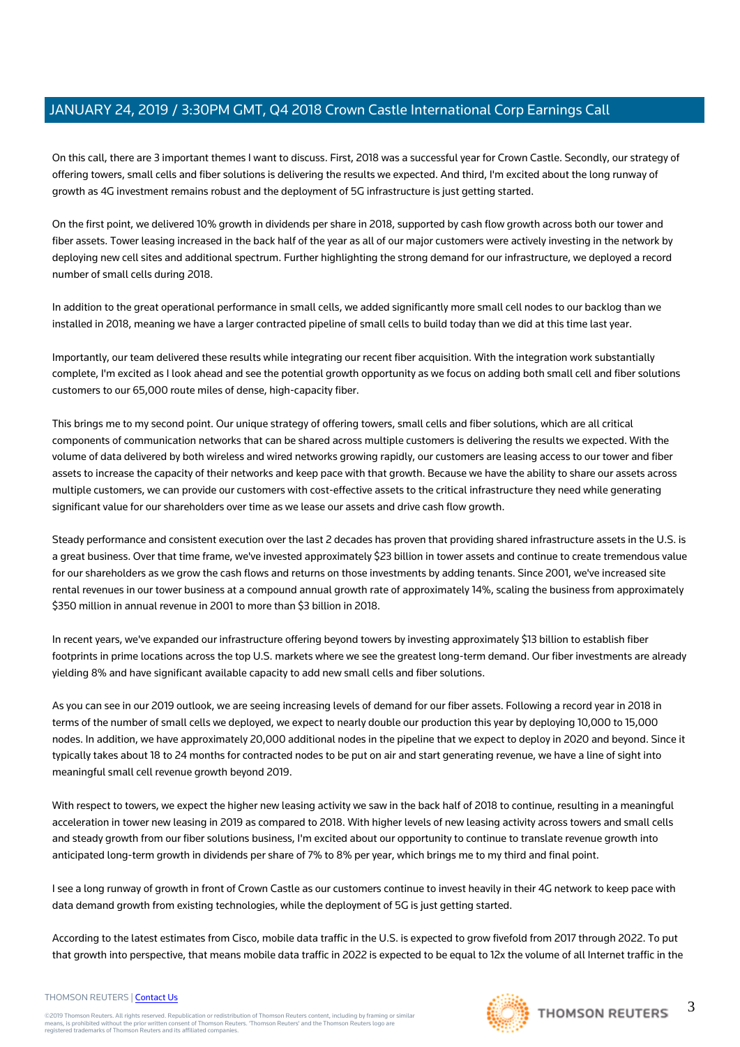On this call, there are 3 important themes I want to discuss. First, 2018 was a successful year for Crown Castle. Secondly, our strategy of offering towers, small cells and fiber solutions is delivering the results we expected. And third, I'm excited about the long runway of growth as 4G investment remains robust and the deployment of 5G infrastructure is just getting started.

On the first point, we delivered 10% growth in dividends per share in 2018, supported by cash flow growth across both our tower and fiber assets. Tower leasing increased in the back half of the year as all of our major customers were actively investing in the network by deploying new cell sites and additional spectrum. Further highlighting the strong demand for our infrastructure, we deployed a record number of small cells during 2018.

In addition to the great operational performance in small cells, we added significantly more small cell nodes to our backlog than we installed in 2018, meaning we have a larger contracted pipeline of small cells to build today than we did at this time last year.

Importantly, our team delivered these results while integrating our recent fiber acquisition. With the integration work substantially complete, I'm excited as I look ahead and see the potential growth opportunity as we focus on adding both small cell and fiber solutions customers to our 65,000 route miles of dense, high-capacity fiber.

This brings me to my second point. Our unique strategy of offering towers, small cells and fiber solutions, which are all critical components of communication networks that can be shared across multiple customers is delivering the results we expected. With the volume of data delivered by both wireless and wired networks growing rapidly, our customers are leasing access to our tower and fiber assets to increase the capacity of their networks and keep pace with that growth. Because we have the ability to share our assets across multiple customers, we can provide our customers with cost-effective assets to the critical infrastructure they need while generating significant value for our shareholders over time as we lease our assets and drive cash flow growth.

Steady performance and consistent execution over the last 2 decades has proven that providing shared infrastructure assets in the U.S. is a great business. Over that time frame, we've invested approximately $23 billion in tower assets and continue to create tremendous value for our shareholders as we grow the cash flows and returns on those investments by adding tenants. Since 2001, we've increased site rental revenues in our tower business at a compound annual growth rate of approximately 14%, scaling the business from approximately $350 million in annual revenue in 2001 to more than $3 billion in 2018.

In recent years, we've expanded our infrastructure offering beyond towers by investing approximately $13 billion to establish fiber footprints in prime locations across the top U.S. markets where we see the greatest long-term demand. Our fiber investments are already yielding 8% and have significant available capacity to add new small cells and fiber solutions.

As you can see in our 2019 outlook, we are seeing increasing levels of demand for our fiber assets. Following a record year in 2018 in terms of the number of small cells we deployed, we expect to nearly double our production this year by deploying 10,000 to 15,000 nodes. In addition, we have approximately 20,000 additional nodes in the pipeline that we expect to deploy in 2020 and beyond. Since it typically takes about 18 to 24 months for contracted nodes to be put on air and start generating revenue, we have a line of sight into meaningful small cell revenue growth beyond 2019.

With respect to towers, we expect the higher new leasing activity we saw in the back half of 2018 to continue, resulting in a meaningful acceleration in tower new leasing in 2019 as compared to 2018. With higher levels of new leasing activity across towers and small cells and steady growth from our fiber solutions business, I'm excited about our opportunity to continue to translate revenue growth into anticipated long-term growth in dividends per share of 7% to 8% per year, which brings me to my third and final point.

I see a long runway of growth in front of Crown Castle as our customers continue to invest heavily in their 4G network to keep pace with data demand growth from existing technologies, while the deployment of 5G is just getting started.

According to the latest estimates from Cisco, mobile data traffic in the U.S. is expected to grow fivefold from 2017 through 2022. To put that growth into perspective, that means mobile data traffic in 2022 is expected to be equal to 12x the volume of all Internet traffic in the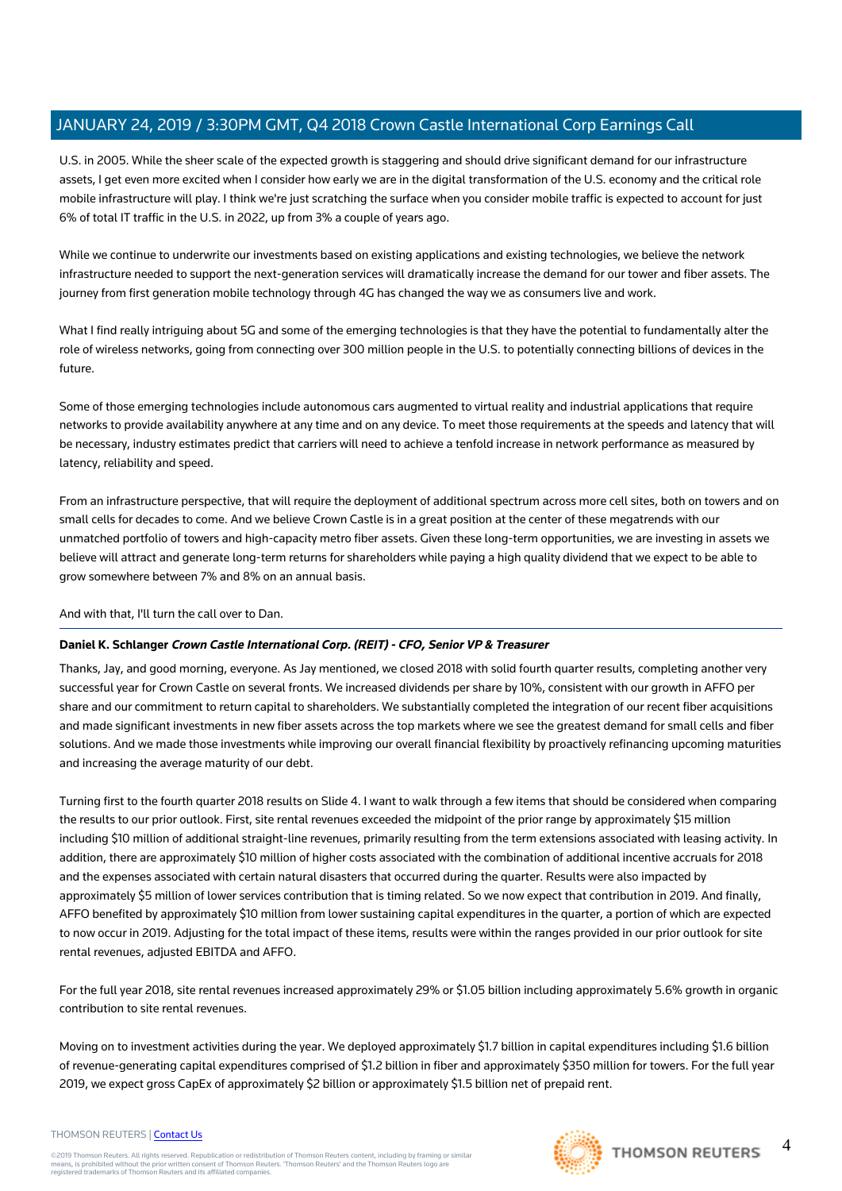U.S. in 2005. While the sheer scale of the expected growth is staggering and should drive significant demand for our infrastructure assets, I get even more excited when I consider how early we are in the digital transformation of the U.S. economy and the critical role mobile infrastructure will play. I think we're just scratching the surface when you consider mobile traffic is expected to account for just 6% of total IT traffic in the U.S. in 2022, up from 3% a couple of years ago.

While we continue to underwrite our investments based on existing applications and existing technologies, we believe the network infrastructure needed to support the next-generation services will dramatically increase the demand for our tower and fiber assets. The journey from first generation mobile technology through 4G has changed the way we as consumers live and work.

What I find really intriguing about 5G and some of the emerging technologies is that they have the potential to fundamentally alter the role of wireless networks, going from connecting over 300 million people in the U.S. to potentially connecting billions of devices in the future.

Some of those emerging technologies include autonomous cars augmented to virtual reality and industrial applications that require networks to provide availability anywhere at any time and on any device. To meet those requirements at the speeds and latency that will be necessary, industry estimates predict that carriers will need to achieve a tenfold increase in network performance as measured by latency, reliability and speed.

From an infrastructure perspective, that will require the deployment of additional spectrum across more cell sites, both on towers and on small cells for decades to come. And we believe Crown Castle is in a great position at the center of these megatrends with our unmatched portfolio of towers and high-capacity metro fiber assets. Given these long-term opportunities, we are investing in assets we believe will attract and generate long-term returns for shareholders while paying a high quality dividend that we expect to be able to grow somewhere between 7% and 8% on an annual basis.

And with that, I'll turn the call over to Dan.

---

**Daniel K. Schlanger** ***Crown Castle International Corp. (REIT) - CFO, Senior VP & Treasurer***

Thanks, Jay, and good morning, everyone. As Jay mentioned, we closed 2018 with solid fourth quarter results, completing another very successful year for Crown Castle on several fronts. We increased dividends per share by 10%, consistent with our growth in AFFO per share and our commitment to return capital to shareholders. We substantially completed the integration of our recent fiber acquisitions and made significant investments in new fiber assets across the top markets where we see the greatest demand for small cells and fiber solutions. And we made those investments while improving our overall financial flexibility by proactively refinancing upcoming maturities and increasing the average maturity of our debt.

Turning first to the fourth quarter 2018 results on Slide 4. I want to walk through a few items that should be considered when comparing the results to our prior outlook. First, site rental revenues exceeded the midpoint of the prior range by approximately $15 million including $10 million of additional straight-line revenues, primarily resulting from the term extensions associated with leasing activity. In addition, there are approximately $10 million of higher costs associated with the combination of additional incentive accruals for 2018 and the expenses associated with certain natural disasters that occurred during the quarter. Results were also impacted by approximately $5 million of lower services contribution that is timing related. So we now expect that contribution in 2019. And finally, AFFO benefited by approximately $10 million from lower sustaining capital expenditures in the quarter, a portion of which are expected to now occur in 2019. Adjusting for the total impact of these items, results were within the ranges provided in our prior outlook for site rental revenues, adjusted EBITDA and AFFO.

For the full year 2018, site rental revenues increased approximately 29% or $1.05 billion including approximately 5.6% growth in organic contribution to site rental revenues.

Moving on to investment activities during the year. We deployed approximately $1.7 billion in capital expenditures including $1.6 billion of revenue-generating capital expenditures comprised of $1.2 billion in fiber and approximately $350 million for towers. For the full year 2019, we expect gross CapEx of approximately $2 billion or approximately $1.5 billion net of prepaid rent.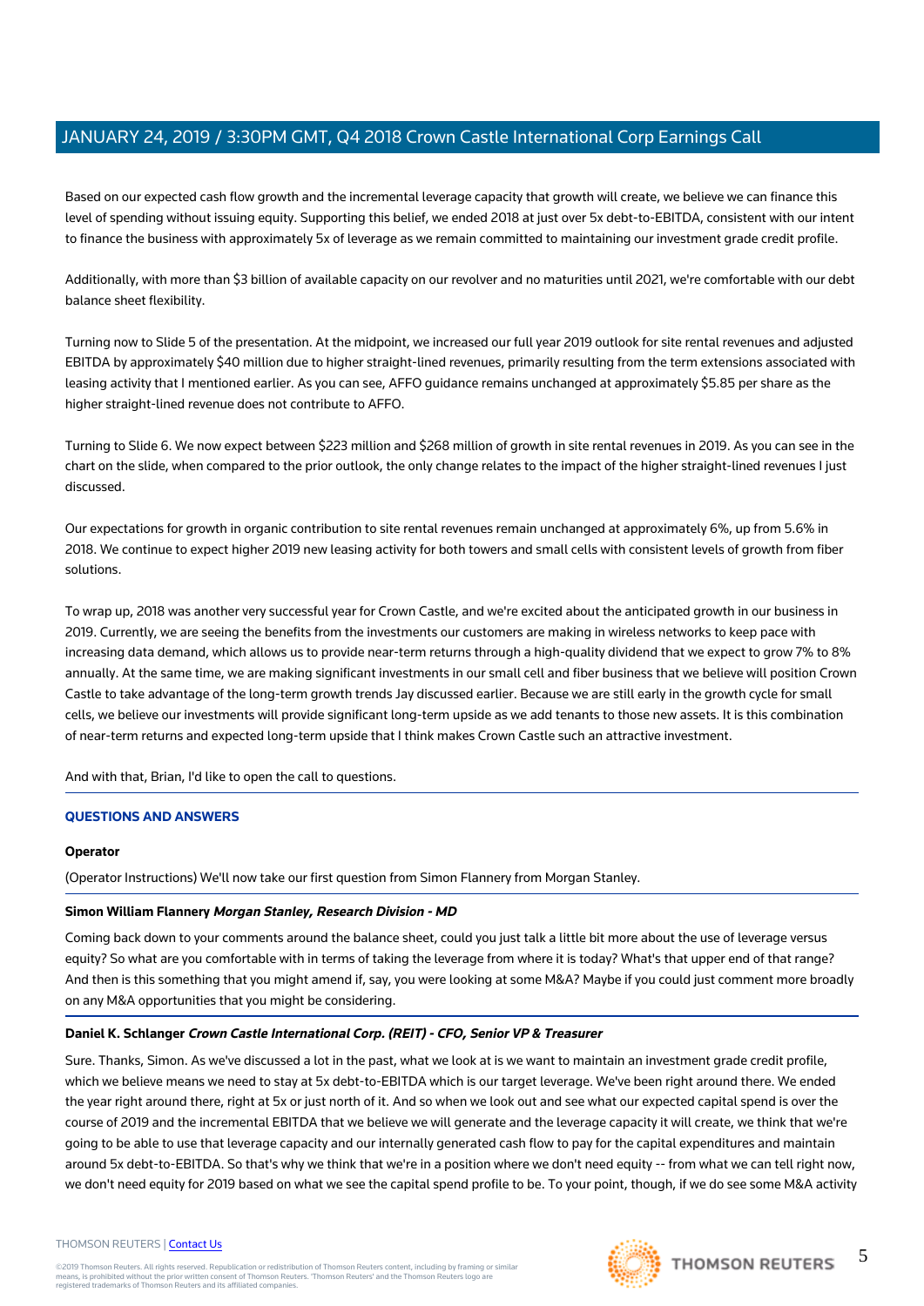Based on our expected cash flow growth and the incremental leverage capacity that growth will create, we believe we can finance this level of spending without issuing equity. Supporting this belief, we ended 2018 at just over 5x debt-to-EBITDA, consistent with our intent to finance the business with approximately 5x of leverage as we remain committed to maintaining our investment grade credit profile.

Additionally, with more than $3 billion of available capacity on our revolver and no maturities until 2021, we're comfortable with our debt balance sheet flexibility.

Turning now to Slide 5 of the presentation. At the midpoint, we increased our full year 2019 outlook for site rental revenues and adjusted EBITDA by approximately $40 million due to higher straight-lined revenues, primarily resulting from the term extensions associated with leasing activity that I mentioned earlier. As you can see, AFFO guidance remains unchanged at approximately $5.85 per share as the higher straight-lined revenue does not contribute to AFFO.

Turning to Slide 6. We now expect between $223 million and $268 million of growth in site rental revenues in 2019. As you can see in the chart on the slide, when compared to the prior outlook, the only change relates to the impact of the higher straight-lined revenues I just discussed.

Our expectations for growth in organic contribution to site rental revenues remain unchanged at approximately 6%, up from 5.6% in 2018. We continue to expect higher 2019 new leasing activity for both towers and small cells with consistent levels of growth from fiber solutions.

To wrap up, 2018 was another very successful year for Crown Castle, and we're excited about the anticipated growth in our business in 2019. Currently, we are seeing the benefits from the investments our customers are making in wireless networks to keep pace with increasing data demand, which allows us to provide near-term returns through a high-quality dividend that we expect to grow 7% to 8% annually. At the same time, we are making significant investments in our small cell and fiber business that we believe will position Crown Castle to take advantage of the long-term growth trends Jay discussed earlier. Because we are still early in the growth cycle for small cells, we believe our investments will provide significant long-term upside as we add tenants to those new assets. It is this combination of near-term returns and expected long-term upside that I think makes Crown Castle such an attractive investment.

And with that, Brian, I'd like to open the call to questions.

## QUESTIONS AND ANSWERS

**Operator**

(Operator Instructions) We'll now take our first question from Simon Flannery from Morgan Stanley.

**Simon William Flannery** ***Morgan Stanley, Research Division - MD***

Coming back down to your comments around the balance sheet, could you just talk a little bit more about the use of leverage versus equity? So what are you comfortable with in terms of taking the leverage from where it is today? What's that upper end of that range? And then is this something that you might amend if, say, you were looking at some M&A? Maybe if you could just comment more broadly on any M&A opportunities that you might be considering.

**Daniel K. Schlanger** ***Crown Castle International Corp. (REIT) - CFO, Senior VP & Treasurer***

Sure. Thanks, Simon. As we've discussed a lot in the past, what we look at is we want to maintain an investment grade credit profile, which we believe means we need to stay at 5x debt-to-EBITDA which is our target leverage. We've been right around there. We ended the year right around there, right at 5x or just north of it. And so when we look out and see what our expected capital spend is over the course of 2019 and the incremental EBITDA that we believe we will generate and the leverage capacity it will create, we think that we're going to be able to use that leverage capacity and our internally generated cash flow to pay for the capital expenditures and maintain around 5x debt-to-EBITDA. So that's why we think that we're in a position where we don't need equity -- from what we can tell right now, we don't need equity for 2019 based on what we see the capital spend profile to be. To your point, though, if we do see some M&A activity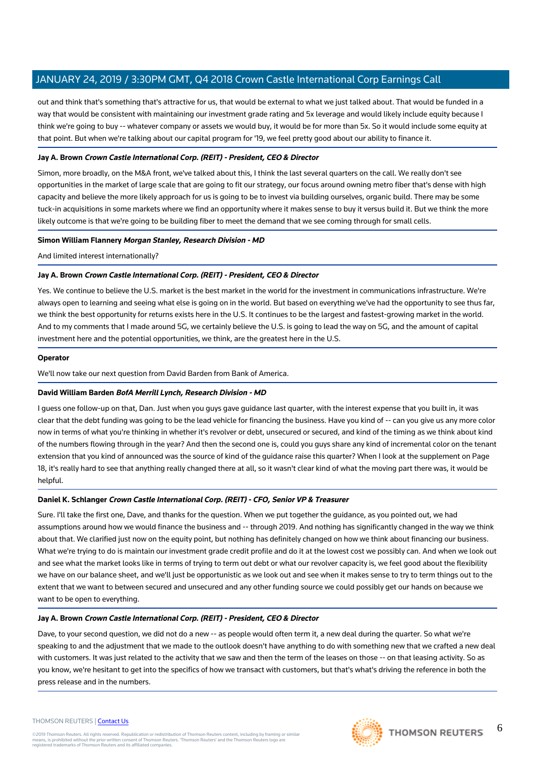out and think that's something that's attractive for us, that would be external to what we just talked about. That would be funded in a way that would be consistent with maintaining our investment grade rating and 5x leverage and would likely include equity because I think we're going to buy -- whatever company or assets we would buy, it would be for more than 5x. So it would include some equity at that point. But when we're talking about our capital program for '19, we feel pretty good about our ability to finance it.

**Jay A. Brown** ***Crown Castle International Corp. (REIT) - President, CEO & Director***

Simon, more broadly, on the M&A front, we've talked about this, I think the last several quarters on the call. We really don't see opportunities in the market of large scale that are going to fit our strategy, our focus around owning metro fiber that's dense with high capacity and believe the more likely approach for us is going to be to invest via building ourselves, organic build. There may be some tuck-in acquisitions in some markets where we find an opportunity where it makes sense to buy it versus build it. But we think the more likely outcome is that we're going to be building fiber to meet the demand that we see coming through for small cells.

**Simon William Flannery** ***Morgan Stanley, Research Division - MD***

And limited interest internationally?

**Jay A. Brown** ***Crown Castle International Corp. (REIT) - President, CEO & Director***

Yes. We continue to believe the U.S. market is the best market in the world for the investment in communications infrastructure. We're always open to learning and seeing what else is going on in the world. But based on everything we've had the opportunity to see thus far, we think the best opportunity for returns exists here in the U.S. It continues to be the largest and fastest-growing market in the world. And to my comments that I made around 5G, we certainly believe the U.S. is going to lead the way on 5G, and the amount of capital investment here and the potential opportunities, we think, are the greatest here in the U.S.

**Operator**

We'll now take our next question from David Barden from Bank of America.

**David William Barden** ***BofA Merrill Lynch, Research Division - MD***

I guess one follow-up on that, Dan. Just when you guys gave guidance last quarter, with the interest expense that you built in, it was clear that the debt funding was going to be the lead vehicle for financing the business. Have you kind of -- can you give us any more color now in terms of what you're thinking in whether it's revolver or debt, unsecured or secured, and kind of the timing as we think about kind of the numbers flowing through in the year? And then the second one is, could you guys share any kind of incremental color on the tenant extension that you kind of announced was the source of kind of the guidance raise this quarter? When I look at the supplement on Page 18, it's really hard to see that anything really changed there at all, so it wasn't clear kind of what the moving part there was, it would be helpful.

**Daniel K. Schlanger** ***Crown Castle International Corp. (REIT) - CFO, Senior VP & Treasurer***

Sure. I'll take the first one, Dave, and thanks for the question. When we put together the guidance, as you pointed out, we had assumptions around how we would finance the business and -- through 2019. And nothing has significantly changed in the way we think about that. We clarified just now on the equity point, but nothing has definitely changed on how we think about financing our business. What we're trying to do is maintain our investment grade credit profile and do it at the lowest cost we possibly can. And when we look out and see what the market looks like in terms of trying to term out debt or what our revolver capacity is, we feel good about the flexibility we have on our balance sheet, and we'll just be opportunistic as we look out and see when it makes sense to try to term things out to the extent that we want to between secured and unsecured and any other funding source we could possibly get our hands on because we want to be open to everything.

**Jay A. Brown** ***Crown Castle International Corp. (REIT) - President, CEO & Director***

Dave, to your second question, we did not do a new -- as people would often term it, a new deal during the quarter. So what we're speaking to and the adjustment that we made to the outlook doesn't have anything to do with something new that we crafted a new deal with customers. It was just related to the activity that we saw and then the term of the leases on those -- on that leasing activity. So as you know, we're hesitant to get into the specifics of how we transact with customers, but that's what's driving the reference in both the press release and in the numbers.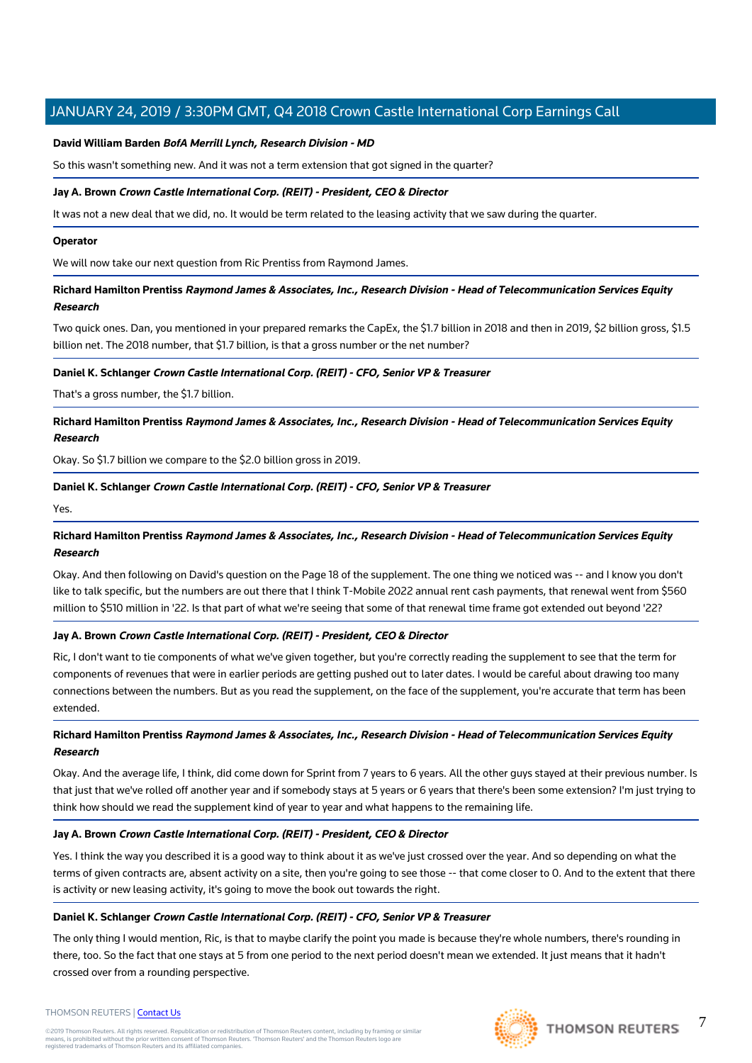**David William Barden** ***BofA Merrill Lynch, Research Division - MD***

So this wasn't something new. And it was not a term extension that got signed in the quarter?

**Jay A. Brown** ***Crown Castle International Corp. (REIT) - President, CEO & Director***

It was not a new deal that we did, no. It would be term related to the leasing activity that we saw during the quarter.

**Operator**

We will now take our next question from Ric Prentiss from Raymond James.

**Richard Hamilton Prentiss** ***Raymond James & Associates, Inc., Research Division - Head of Telecommunication Services Equity Research***

Two quick ones. Dan, you mentioned in your prepared remarks the CapEx, the $1.7 billion in 2018 and then in 2019, $2 billion gross, $1.5 billion net. The 2018 number, that $1.7 billion, is that a gross number or the net number?

**Daniel K. Schlanger** ***Crown Castle International Corp. (REIT) - CFO, Senior VP & Treasurer***

That's a gross number, the $1.7 billion.

**Richard Hamilton Prentiss** ***Raymond James & Associates, Inc., Research Division - Head of Telecommunication Services Equity Research***

Okay. So $1.7 billion we compare to the $2.0 billion gross in 2019.

**Daniel K. Schlanger** ***Crown Castle International Corp. (REIT) - CFO, Senior VP & Treasurer***

Yes.

**Richard Hamilton Prentiss** ***Raymond James & Associates, Inc., Research Division - Head of Telecommunication Services Equity Research***

Okay. And then following on David's question on the Page 18 of the supplement. The one thing we noticed was -- and I know you don't like to talk specific, but the numbers are out there that I think T-Mobile 2022 annual rent cash payments, that renewal went from $560 million to $510 million in '22. Is that part of what we're seeing that some of that renewal time frame got extended out beyond '22?

**Jay A. Brown** ***Crown Castle International Corp. (REIT) - President, CEO & Director***

Ric, I don't want to tie components of what we've given together, but you're correctly reading the supplement to see that the term for components of revenues that were in earlier periods are getting pushed out to later dates. I would be careful about drawing too many connections between the numbers. But as you read the supplement, on the face of the supplement, you're accurate that term has been extended.

**Richard Hamilton Prentiss** ***Raymond James & Associates, Inc., Research Division - Head of Telecommunication Services Equity Research***

Okay. And the average life, I think, did come down for Sprint from 7 years to 6 years. All the other guys stayed at their previous number. Is that just that we've rolled off another year and if somebody stays at 5 years or 6 years that there's been some extension? I'm just trying to think how should we read the supplement kind of year to year and what happens to the remaining life.

**Jay A. Brown** ***Crown Castle International Corp. (REIT) - President, CEO & Director***

Yes. I think the way you described it is a good way to think about it as we've just crossed over the year. And so depending on what the terms of given contracts are, absent activity on a site, then you're going to see those -- that come closer to 0. And to the extent that there is activity or new leasing activity, it's going to move the book out towards the right.

**Daniel K. Schlanger** ***Crown Castle International Corp. (REIT) - CFO, Senior VP & Treasurer***

The only thing I would mention, Ric, is that to maybe clarify the point you made is because they're whole numbers, there's rounding in there, too. So the fact that one stays at 5 from one period to the next period doesn't mean we extended. It just means that it hadn't crossed over from a rounding perspective.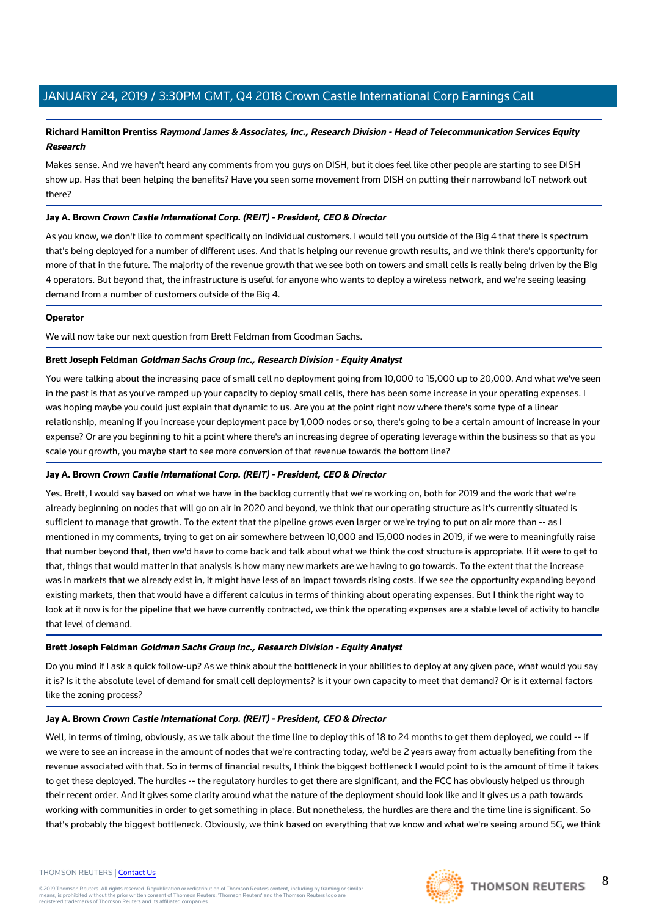**Richard Hamilton Prentiss** ***Raymond James & Associates, Inc., Research Division - Head of Telecommunication Services Equity Research***

Makes sense. And we haven't heard any comments from you guys on DISH, but it does feel like other people are starting to see DISH show up. Has that been helping the benefits? Have you seen some movement from DISH on putting their narrowband IoT network out there?

**Jay A. Brown** ***Crown Castle International Corp. (REIT) - President, CEO & Director***

As you know, we don't like to comment specifically on individual customers. I would tell you outside of the Big 4 that there is spectrum that's being deployed for a number of different uses. And that is helping our revenue growth results, and we think there's opportunity for more of that in the future. The majority of the revenue growth that we see both on towers and small cells is really being driven by the Big 4 operators. But beyond that, the infrastructure is useful for anyone who wants to deploy a wireless network, and we're seeing leasing demand from a number of customers outside of the Big 4.

**Operator**

We will now take our next question from Brett Feldman from Goodman Sachs.

**Brett Joseph Feldman** ***Goldman Sachs Group Inc., Research Division - Equity Analyst***

You were talking about the increasing pace of small cell no deployment going from 10,000 to 15,000 up to 20,000. And what we've seen in the past is that as you've ramped up your capacity to deploy small cells, there has been some increase in your operating expenses. I was hoping maybe you could just explain that dynamic to us. Are you at the point right now where there's some type of a linear relationship, meaning if you increase your deployment pace by 1,000 nodes or so, there's going to be a certain amount of increase in your expense? Or are you beginning to hit a point where there's an increasing degree of operating leverage within the business so that as you scale your growth, you maybe start to see more conversion of that revenue towards the bottom line?

**Jay A. Brown** ***Crown Castle International Corp. (REIT) - President, CEO & Director***

Yes. Brett, I would say based on what we have in the backlog currently that we're working on, both for 2019 and the work that we're already beginning on nodes that will go on air in 2020 and beyond, we think that our operating structure as it's currently situated is sufficient to manage that growth. To the extent that the pipeline grows even larger or we're trying to put on air more than -- as I mentioned in my comments, trying to get on air somewhere between 10,000 and 15,000 nodes in 2019, if we were to meaningfully raise that number beyond that, then we'd have to come back and talk about what we think the cost structure is appropriate. If it were to get to that, things that would matter in that analysis is how many new markets are we having to go towards. To the extent that the increase was in markets that we already exist in, it might have less of an impact towards rising costs. If we see the opportunity expanding beyond existing markets, then that would have a different calculus in terms of thinking about operating expenses. But I think the right way to look at it now is for the pipeline that we have currently contracted, we think the operating expenses are a stable level of activity to handle that level of demand.

**Brett Joseph Feldman** ***Goldman Sachs Group Inc., Research Division - Equity Analyst***

Do you mind if I ask a quick follow-up? As we think about the bottleneck in your abilities to deploy at any given pace, what would you say it is? Is it the absolute level of demand for small cell deployments? Is it your own capacity to meet that demand? Or is it external factors like the zoning process?

**Jay A. Brown** ***Crown Castle International Corp. (REIT) - President, CEO & Director***

Well, in terms of timing, obviously, as we talk about the time line to deploy this of 18 to 24 months to get them deployed, we could -- if we were to see an increase in the amount of nodes that we're contracting today, we'd be 2 years away from actually benefiting from the revenue associated with that. So in terms of financial results, I think the biggest bottleneck I would point to is the amount of time it takes to get these deployed. The hurdles -- the regulatory hurdles to get there are significant, and the FCC has obviously helped us through their recent order. And it gives some clarity around what the nature of the deployment should look like and it gives us a path towards working with communities in order to get something in place. But nonetheless, the hurdles are there and the time line is significant. So that's probably the biggest bottleneck. Obviously, we think based on everything that we know and what we're seeing around 5G, we think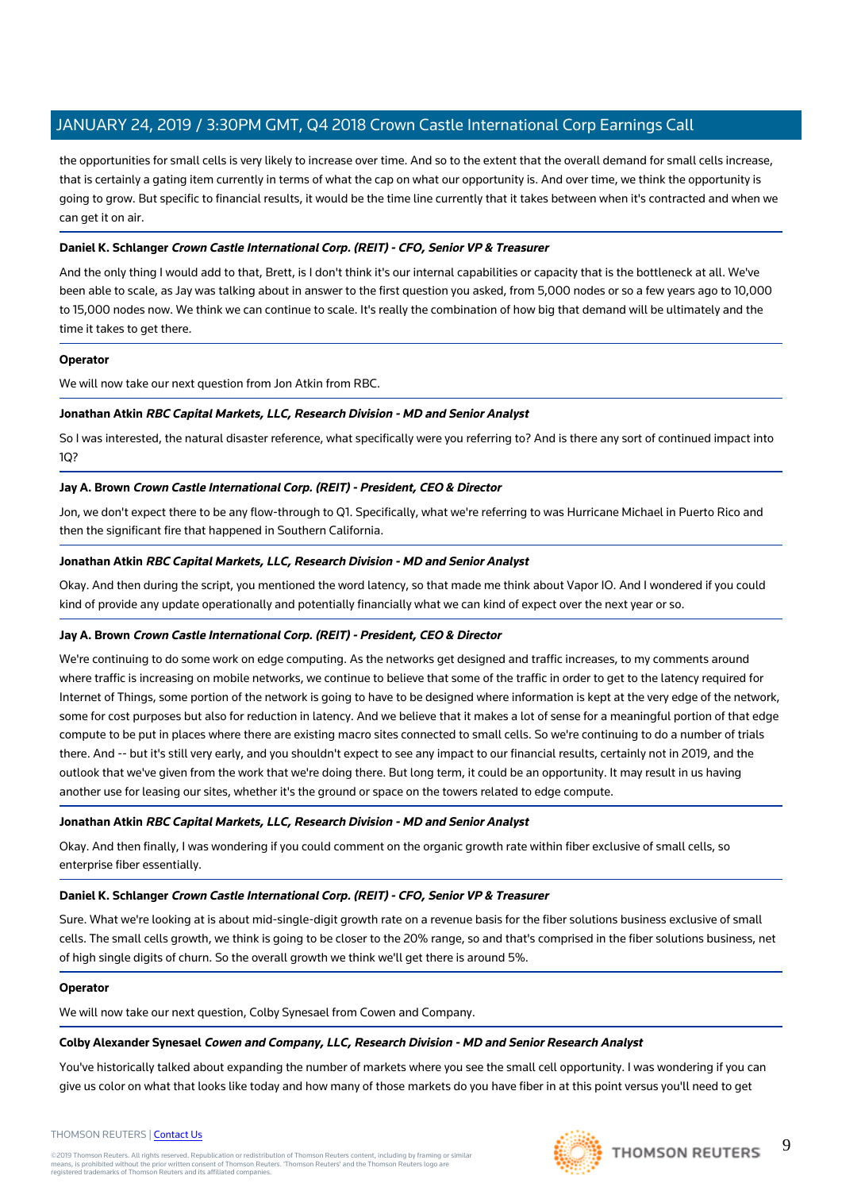the opportunities for small cells is very likely to increase over time. And so to the extent that the overall demand for small cells increase, that is certainly a gating item currently in terms of what the cap on what our opportunity is. And over time, we think the opportunity is going to grow. But specific to financial results, it would be the time line currently that it takes between when it's contracted and when we can get it on air.

**Daniel K. Schlanger** ***Crown Castle International Corp. (REIT) - CFO, Senior VP & Treasurer***

And the only thing I would add to that, Brett, is I don't think it's our internal capabilities or capacity that is the bottleneck at all. We've been able to scale, as Jay was talking about in answer to the first question you asked, from 5,000 nodes or so a few years ago to 10,000 to 15,000 nodes now. We think we can continue to scale. It's really the combination of how big that demand will be ultimately and the time it takes to get there.

**Operator**

We will now take our next question from Jon Atkin from RBC.

**Jonathan Atkin** ***RBC Capital Markets, LLC, Research Division - MD and Senior Analyst***

So I was interested, the natural disaster reference, what specifically were you referring to? And is there any sort of continued impact into 1Q?

**Jay A. Brown** ***Crown Castle International Corp. (REIT) - President, CEO & Director***

Jon, we don't expect there to be any flow-through to Q1. Specifically, what we're referring to was Hurricane Michael in Puerto Rico and then the significant fire that happened in Southern California.

**Jonathan Atkin** ***RBC Capital Markets, LLC, Research Division - MD and Senior Analyst***

Okay. And then during the script, you mentioned the word latency, so that made me think about Vapor IO. And I wondered if you could kind of provide any update operationally and potentially financially what we can kind of expect over the next year or so.

**Jay A. Brown** ***Crown Castle International Corp. (REIT) - President, CEO & Director***

We're continuing to do some work on edge computing. As the networks get designed and traffic increases, to my comments around where traffic is increasing on mobile networks, we continue to believe that some of the traffic in order to get to the latency required for Internet of Things, some portion of the network is going to have to be designed where information is kept at the very edge of the network, some for cost purposes but also for reduction in latency. And we believe that it makes a lot of sense for a meaningful portion of that edge compute to be put in places where there are existing macro sites connected to small cells. So we're continuing to do a number of trials there. And -- but it's still very early, and you shouldn't expect to see any impact to our financial results, certainly not in 2019, and the outlook that we've given from the work that we're doing there. But long term, it could be an opportunity. It may result in us having another use for leasing our sites, whether it's the ground or space on the towers related to edge compute.

**Jonathan Atkin** ***RBC Capital Markets, LLC, Research Division - MD and Senior Analyst***

Okay. And then finally, I was wondering if you could comment on the organic growth rate within fiber exclusive of small cells, so enterprise fiber essentially.

**Daniel K. Schlanger** ***Crown Castle International Corp. (REIT) - CFO, Senior VP & Treasurer***

Sure. What we're looking at is about mid-single-digit growth rate on a revenue basis for the fiber solutions business exclusive of small cells. The small cells growth, we think is going to be closer to the 20% range, so and that's comprised in the fiber solutions business, net of high single digits of churn. So the overall growth we think we'll get there is around 5%.

**Operator**

We will now take our next question, Colby Synesael from Cowen and Company.

**Colby Alexander Synesael** ***Cowen and Company, LLC, Research Division - MD and Senior Research Analyst***

You've historically talked about expanding the number of markets where you see the small cell opportunity. I was wondering if you can give us color on what that looks like today and how many of those markets do you have fiber in at this point versus you'll need to get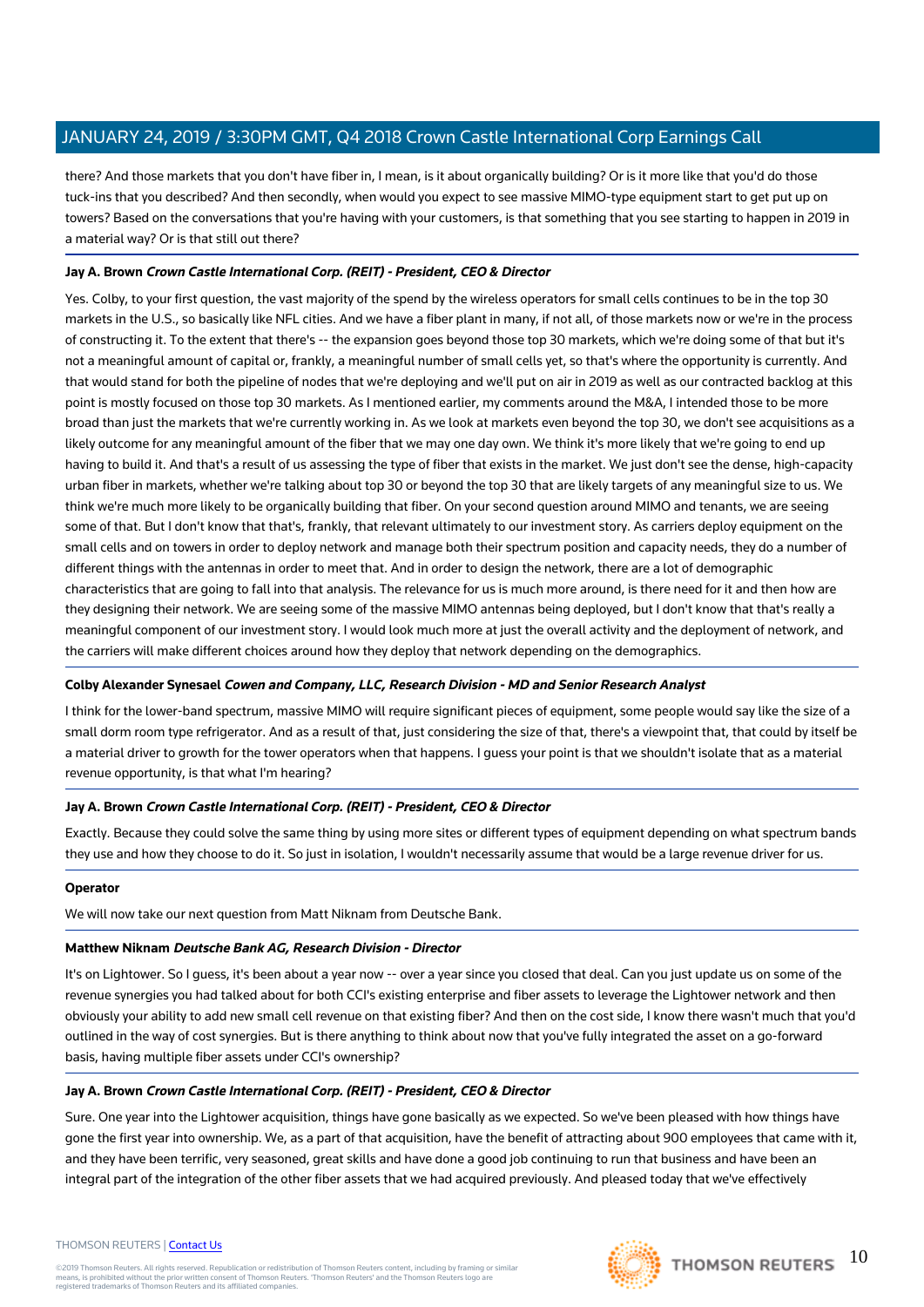there? And those markets that you don't have fiber in, I mean, is it about organically building? Or is it more like that you'd do those tuck-ins that you described? And then secondly, when would you expect to see massive MIMO-type equipment start to get put up on towers? Based on the conversations that you're having with your customers, is that something that you see starting to happen in 2019 in a material way? Or is that still out there?

**Jay A. Brown** ***Crown Castle International Corp. (REIT) - President, CEO & Director***

Yes. Colby, to your first question, the vast majority of the spend by the wireless operators for small cells continues to be in the top 30 markets in the U.S., so basically like NFL cities. And we have a fiber plant in many, if not all, of those markets now or we're in the process of constructing it. To the extent that there's -- the expansion goes beyond those top 30 markets, which we're doing some of that but it's not a meaningful amount of capital or, frankly, a meaningful number of small cells yet, so that's where the opportunity is currently. And that would stand for both the pipeline of nodes that we're deploying and we'll put on air in 2019 as well as our contracted backlog at this point is mostly focused on those top 30 markets. As I mentioned earlier, my comments around the M&A, I intended those to be more broad than just the markets that we're currently working in. As we look at markets even beyond the top 30, we don't see acquisitions as a likely outcome for any meaningful amount of the fiber that we may one day own. We think it's more likely that we're going to end up having to build it. And that's a result of us assessing the type of fiber that exists in the market. We just don't see the dense, high-capacity urban fiber in markets, whether we're talking about top 30 or beyond the top 30 that are likely targets of any meaningful size to us. We think we're much more likely to be organically building that fiber. On your second question around MIMO and tenants, we are seeing some of that. But I don't know that that's, frankly, that relevant ultimately to our investment story. As carriers deploy equipment on the small cells and on towers in order to deploy network and manage both their spectrum position and capacity needs, they do a number of different things with the antennas in order to meet that. And in order to design the network, there are a lot of demographic characteristics that are going to fall into that analysis. The relevance for us is much more around, is there need for it and then how are they designing their network. We are seeing some of the massive MIMO antennas being deployed, but I don't know that that's really a meaningful component of our investment story. I would look much more at just the overall activity and the deployment of network, and the carriers will make different choices around how they deploy that network depending on the demographics.

**Colby Alexander Synesael** ***Cowen and Company, LLC, Research Division - MD and Senior Research Analyst***

I think for the lower-band spectrum, massive MIMO will require significant pieces of equipment, some people would say like the size of a small dorm room type refrigerator. And as a result of that, just considering the size of that, there's a viewpoint that, that could by itself be a material driver to growth for the tower operators when that happens. I guess your point is that we shouldn't isolate that as a material revenue opportunity, is that what I'm hearing?

**Jay A. Brown** ***Crown Castle International Corp. (REIT) - President, CEO & Director***

Exactly. Because they could solve the same thing by using more sites or different types of equipment depending on what spectrum bands they use and how they choose to do it. So just in isolation, I wouldn't necessarily assume that would be a large revenue driver for us.

**Operator**

We will now take our next question from Matt Niknam from Deutsche Bank.

**Matthew Niknam** ***Deutsche Bank AG, Research Division - Director***

It's on Lightower. So I guess, it's been about a year now -- over a year since you closed that deal. Can you just update us on some of the revenue synergies you had talked about for both CCI's existing enterprise and fiber assets to leverage the Lightower network and then obviously your ability to add new small cell revenue on that existing fiber? And then on the cost side, I know there wasn't much that you'd outlined in the way of cost synergies. But is there anything to think about now that you've fully integrated the asset on a go-forward basis, having multiple fiber assets under CCI's ownership?

**Jay A. Brown** ***Crown Castle International Corp. (REIT) - President, CEO & Director***

Sure. One year into the Lightower acquisition, things have gone basically as we expected. So we've been pleased with how things have gone the first year into ownership. We, as a part of that acquisition, have the benefit of attracting about 900 employees that came with it, and they have been terrific, very seasoned, great skills and have done a good job continuing to run that business and have been an integral part of the integration of the other fiber assets that we had acquired previously. And pleased today that we've effectively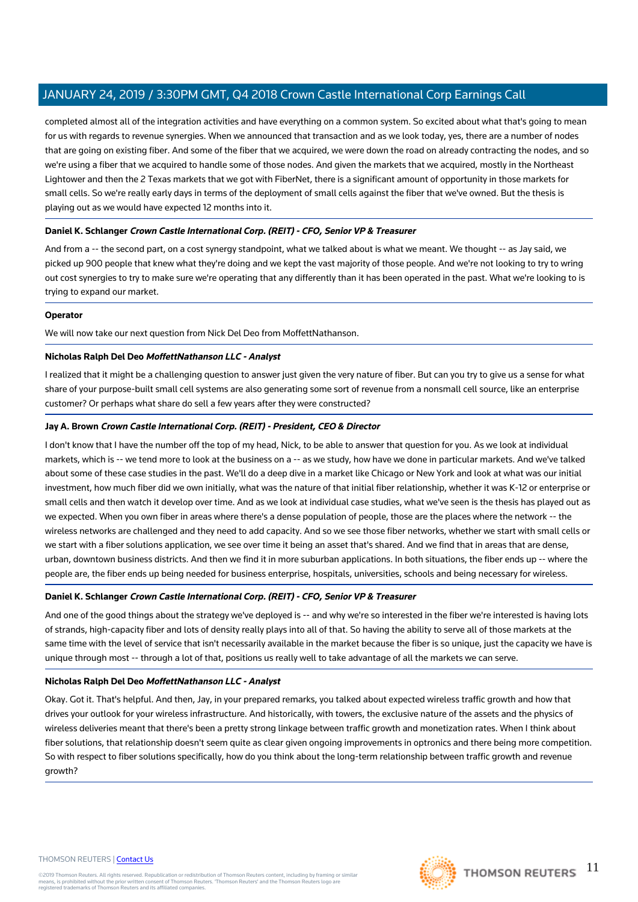completed almost all of the integration activities and have everything on a common system. So excited about what that's going to mean for us with regards to revenue synergies. When we announced that transaction and as we look today, yes, there are a number of nodes that are going on existing fiber. And some of the fiber that we acquired, we were down the road on already contracting the nodes, and so we're using a fiber that we acquired to handle some of those nodes. And given the markets that we acquired, mostly in the Northeast Lightower and then the 2 Texas markets that we got with FiberNet, there is a significant amount of opportunity in those markets for small cells. So we're really early days in terms of the deployment of small cells against the fiber that we've owned. But the thesis is playing out as we would have expected 12 months into it.

**Daniel K. Schlanger** ***Crown Castle International Corp. (REIT) - CFO, Senior VP & Treasurer***

And from a -- the second part, on a cost synergy standpoint, what we talked about is what we meant. We thought -- as Jay said, we picked up 900 people that knew what they're doing and we kept the vast majority of those people. And we're not looking to try to wring out cost synergies to try to make sure we're operating that any differently than it has been operated in the past. What we're looking to is trying to expand our market.

**Operator**

We will now take our next question from Nick Del Deo from MoffettNathanson.

**Nicholas Ralph Del Deo** ***MoffettNathanson LLC - Analyst***

I realized that it might be a challenging question to answer just given the very nature of fiber. But can you try to give us a sense for what share of your purpose-built small cell systems are also generating some sort of revenue from a nonsmall cell source, like an enterprise customer? Or perhaps what share do sell a few years after they were constructed?

**Jay A. Brown** ***Crown Castle International Corp. (REIT) - President, CEO & Director***

I don't know that I have the number off the top of my head, Nick, to be able to answer that question for you. As we look at individual markets, which is -- we tend more to look at the business on a -- as we study, how have we done in particular markets. And we've talked about some of these case studies in the past. We'll do a deep dive in a market like Chicago or New York and look at what was our initial investment, how much fiber did we own initially, what was the nature of that initial fiber relationship, whether it was K-12 or enterprise or small cells and then watch it develop over time. And as we look at individual case studies, what we've seen is the thesis has played out as we expected. When you own fiber in areas where there's a dense population of people, those are the places where the network -- the wireless networks are challenged and they need to add capacity. And so we see those fiber networks, whether we start with small cells or we start with a fiber solutions application, we see over time it being an asset that's shared. And we find that in areas that are dense, urban, downtown business districts. And then we find it in more suburban applications. In both situations, the fiber ends up -- where the people are, the fiber ends up being needed for business enterprise, hospitals, universities, schools and being necessary for wireless.

**Daniel K. Schlanger** ***Crown Castle International Corp. (REIT) - CFO, Senior VP & Treasurer***

And one of the good things about the strategy we've deployed is -- and why we're so interested in the fiber we're interested is having lots of strands, high-capacity fiber and lots of density really plays into all of that. So having the ability to serve all of those markets at the same time with the level of service that isn't necessarily available in the market because the fiber is so unique, just the capacity we have is unique through most -- through a lot of that, positions us really well to take advantage of all the markets we can serve.

**Nicholas Ralph Del Deo** ***MoffettNathanson LLC - Analyst***

Okay. Got it. That's helpful. And then, Jay, in your prepared remarks, you talked about expected wireless traffic growth and how that drives your outlook for your wireless infrastructure. And historically, with towers, the exclusive nature of the assets and the physics of wireless deliveries meant that there's been a pretty strong linkage between traffic growth and monetization rates. When I think about fiber solutions, that relationship doesn't seem quite as clear given ongoing improvements in optronics and there being more competition. So with respect to fiber solutions specifically, how do you think about the long-term relationship between traffic growth and revenue growth?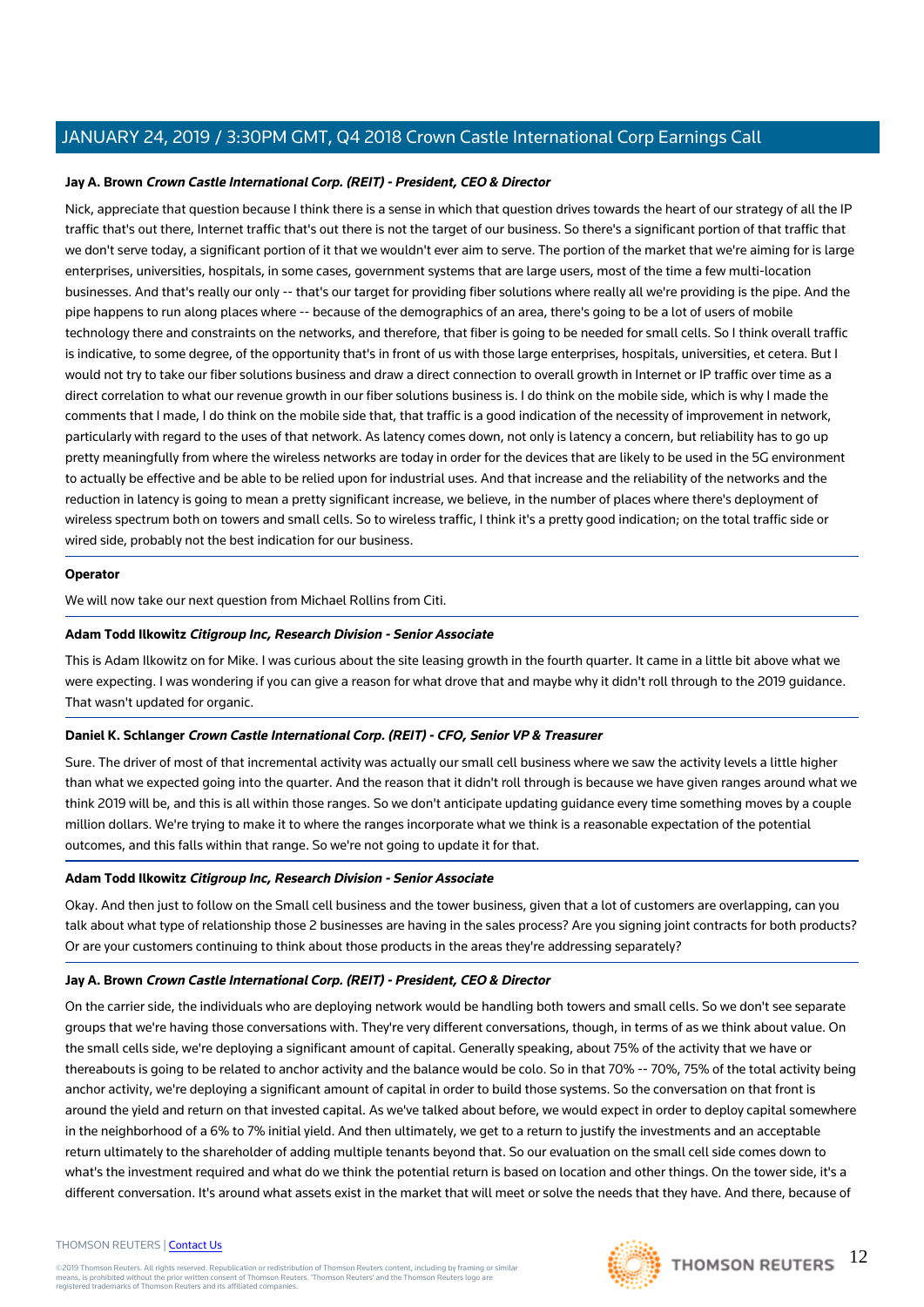**Jay A. Brown** ***Crown Castle International Corp. (REIT) - President, CEO & Director***

Nick, appreciate that question because I think there is a sense in which that question drives towards the heart of our strategy of all the IP traffic that's out there, Internet traffic that's out there is not the target of our business. So there's a significant portion of that traffic that we don't serve today, a significant portion of it that we wouldn't ever aim to serve. The portion of the market that we're aiming for is large enterprises, universities, hospitals, in some cases, government systems that are large users, most of the time a few multi-location businesses. And that's really our only -- that's our target for providing fiber solutions where really all we're providing is the pipe. And the pipe happens to run along places where -- because of the demographics of an area, there's going to be a lot of users of mobile technology there and constraints on the networks, and therefore, that fiber is going to be needed for small cells. So I think overall traffic is indicative, to some degree, of the opportunity that's in front of us with those large enterprises, hospitals, universities, et cetera. But I would not try to take our fiber solutions business and draw a direct connection to overall growth in Internet or IP traffic over time as a direct correlation to what our revenue growth in our fiber solutions business is. I do think on the mobile side, which is why I made the comments that I made, I do think on the mobile side that, that traffic is a good indication of the necessity of improvement in network, particularly with regard to the uses of that network. As latency comes down, not only is latency a concern, but reliability has to go up pretty meaningfully from where the wireless networks are today in order for the devices that are likely to be used in the 5G environment to actually be effective and be able to be relied upon for industrial uses. And that increase and the reliability of the networks and the reduction in latency is going to mean a pretty significant increase, we believe, in the number of places where there's deployment of wireless spectrum both on towers and small cells. So to wireless traffic, I think it's a pretty good indication; on the total traffic side or wired side, probably not the best indication for our business.

**Operator**

We will now take our next question from Michael Rollins from Citi.

**Adam Todd Ilkowitz** ***Citigroup Inc, Research Division - Senior Associate***

This is Adam Ilkowitz on for Mike. I was curious about the site leasing growth in the fourth quarter. It came in a little bit above what we were expecting. I was wondering if you can give a reason for what drove that and maybe why it didn't roll through to the 2019 guidance. That wasn't updated for organic.

**Daniel K. Schlanger** ***Crown Castle International Corp. (REIT) - CFO, Senior VP & Treasurer***

Sure. The driver of most of that incremental activity was actually our small cell business where we saw the activity levels a little higher than what we expected going into the quarter. And the reason that it didn't roll through is because we have given ranges around what we think 2019 will be, and this is all within those ranges. So we don't anticipate updating guidance every time something moves by a couple million dollars. We're trying to make it to where the ranges incorporate what we think is a reasonable expectation of the potential outcomes, and this falls within that range. So we're not going to update it for that.

**Adam Todd Ilkowitz** ***Citigroup Inc, Research Division - Senior Associate***

Okay. And then just to follow on the Small cell business and the tower business, given that a lot of customers are overlapping, can you talk about what type of relationship those 2 businesses are having in the sales process? Are you signing joint contracts for both products? Or are your customers continuing to think about those products in the areas they're addressing separately?

**Jay A. Brown** ***Crown Castle International Corp. (REIT) - President, CEO & Director***

On the carrier side, the individuals who are deploying network would be handling both towers and small cells. So we don't see separate groups that we're having those conversations with. They're very different conversations, though, in terms of as we think about value. On the small cells side, we're deploying a significant amount of capital. Generally speaking, about 75% of the activity that we have or thereabouts is going to be related to anchor activity and the balance would be colo. So in that 70% -- 70%, 75% of the total activity being anchor activity, we're deploying a significant amount of capital in order to build those systems. So the conversation on that front is around the yield and return on that invested capital. As we've talked about before, we would expect in order to deploy capital somewhere in the neighborhood of a 6% to 7% initial yield. And then ultimately, we get to a return to justify the investments and an acceptable return ultimately to the shareholder of adding multiple tenants beyond that. So our evaluation on the small cell side comes down to what's the investment required and what do we think the potential return is based on location and other things. On the tower side, it's a different conversation. It's around what assets exist in the market that will meet or solve the needs that they have. And there, because of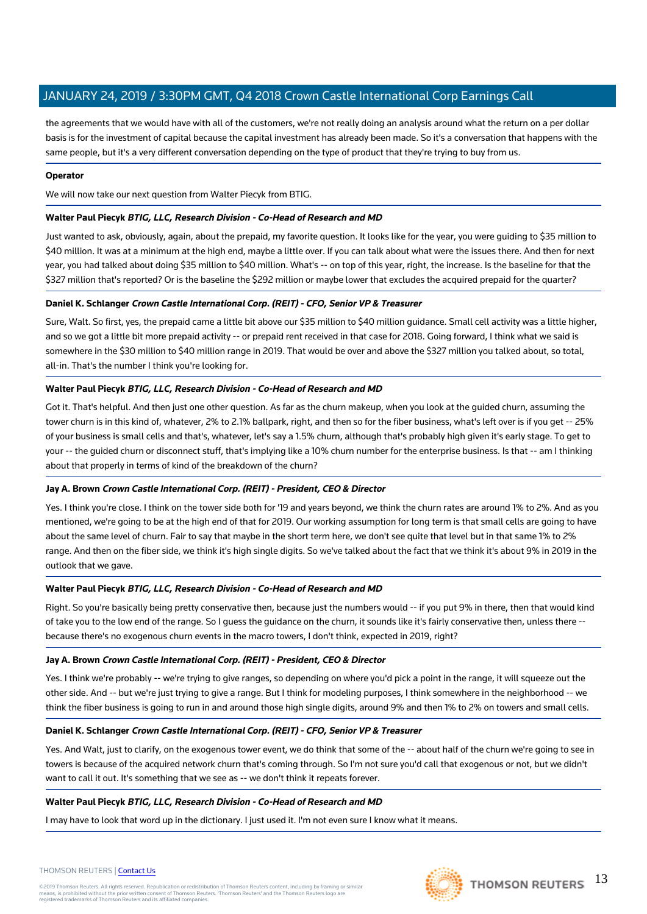the agreements that we would have with all of the customers, we're not really doing an analysis around what the return on a per dollar basis is for the investment of capital because the capital investment has already been made. So it's a conversation that happens with the same people, but it's a very different conversation depending on the type of product that they're trying to buy from us.

**Operator**

We will now take our next question from Walter Piecyk from BTIG.

**Walter Paul Piecyk** ***BTIG, LLC, Research Division - Co-Head of Research and MD***

Just wanted to ask, obviously, again, about the prepaid, my favorite question. It looks like for the year, you were guiding to $35 million to $40 million. It was at a minimum at the high end, maybe a little over. If you can talk about what were the issues there. And then for next year, you had talked about doing $35 million to $40 million. What's -- on top of this year, right, the increase. Is the baseline for that the $327 million that's reported? Or is the baseline the $292 million or maybe lower that excludes the acquired prepaid for the quarter?

**Daniel K. Schlanger** ***Crown Castle International Corp. (REIT) - CFO, Senior VP & Treasurer***

Sure, Walt. So first, yes, the prepaid came a little bit above our $35 million to $40 million guidance. Small cell activity was a little higher, and so we got a little bit more prepaid activity -- or prepaid rent received in that case for 2018. Going forward, I think what we said is somewhere in the $30 million to $40 million range in 2019. That would be over and above the $327 million you talked about, so total, all-in. That's the number I think you're looking for.

**Walter Paul Piecyk** ***BTIG, LLC, Research Division - Co-Head of Research and MD***

Got it. That's helpful. And then just one other question. As far as the churn makeup, when you look at the guided churn, assuming the tower churn is in this kind of, whatever, 2% to 2.1% ballpark, right, and then so for the fiber business, what's left over is if you get -- 25% of your business is small cells and that's, whatever, let's say a 1.5% churn, although that's probably high given it's early stage. To get to your -- the guided churn or disconnect stuff, that's implying like a 10% churn number for the enterprise business. Is that -- am I thinking about that properly in terms of kind of the breakdown of the churn?

**Jay A. Brown** ***Crown Castle International Corp. (REIT) - President, CEO & Director***

Yes. I think you're close. I think on the tower side both for '19 and years beyond, we think the churn rates are around 1% to 2%. And as you mentioned, we're going to be at the high end of that for 2019. Our working assumption for long term is that small cells are going to have about the same level of churn. Fair to say that maybe in the short term here, we don't see quite that level but in that same 1% to 2% range. And then on the fiber side, we think it's high single digits. So we've talked about the fact that we think it's about 9% in 2019 in the outlook that we gave.

**Walter Paul Piecyk** ***BTIG, LLC, Research Division - Co-Head of Research and MD***

Right. So you're basically being pretty conservative then, because just the numbers would -- if you put 9% in there, then that would kind of take you to the low end of the range. So I guess the guidance on the churn, it sounds like it's fairly conservative then, unless there -- because there's no exogenous churn events in the macro towers, I don't think, expected in 2019, right?

**Jay A. Brown** ***Crown Castle International Corp. (REIT) - President, CEO & Director***

Yes. I think we're probably -- we're trying to give ranges, so depending on where you'd pick a point in the range, it will squeeze out the other side. And -- but we're just trying to give a range. But I think for modeling purposes, I think somewhere in the neighborhood -- we think the fiber business is going to run in and around those high single digits, around 9% and then 1% to 2% on towers and small cells.

**Daniel K. Schlanger** ***Crown Castle International Corp. (REIT) - CFO, Senior VP & Treasurer***

Yes. And Walt, just to clarify, on the exogenous tower event, we do think that some of the -- about half of the churn we're going to see in towers is because of the acquired network churn that's coming through. So I'm not sure you'd call that exogenous or not, but we didn't want to call it out. It's something that we see as -- we don't think it repeats forever.

**Walter Paul Piecyk** ***BTIG, LLC, Research Division - Co-Head of Research and MD***

I may have to look that word up in the dictionary. I just used it. I'm not even sure I know what it means.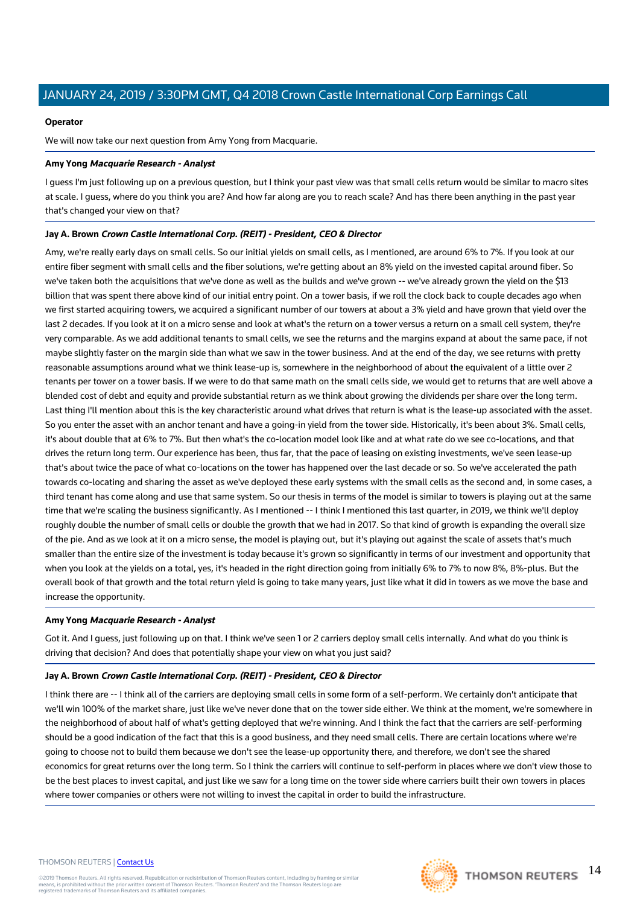**Operator**

We will now take our next question from Amy Yong from Macquarie.

**Amy Yong** ***Macquarie Research - Analyst***

I guess I'm just following up on a previous question, but I think your past view was that small cells return would be similar to macro sites at scale. I guess, where do you think you are? And how far along are you to reach scale? And has there been anything in the past year that's changed your view on that?

**Jay A. Brown** ***Crown Castle International Corp. (REIT) - President, CEO & Director***

Amy, we're really early days on small cells. So our initial yields on small cells, as I mentioned, are around 6% to 7%. If you look at our entire fiber segment with small cells and the fiber solutions, we're getting about an 8% yield on the invested capital around fiber. So we've taken both the acquisitions that we've done as well as the builds and we've grown -- we've already grown the yield on the $13 billion that was spent there above kind of our initial entry point. On a tower basis, if we roll the clock back to couple decades ago when we first started acquiring towers, we acquired a significant number of our towers at about a 3% yield and have grown that yield over the last 2 decades. If you look at it on a micro sense and look at what's the return on a tower versus a return on a small cell system, they're very comparable. As we add additional tenants to small cells, we see the returns and the margins expand at about the same pace, if not maybe slightly faster on the margin side than what we saw in the tower business. And at the end of the day, we see returns with pretty reasonable assumptions around what we think lease-up is, somewhere in the neighborhood of about the equivalent of a little over 2 tenants per tower on a tower basis. If we were to do that same math on the small cells side, we would get to returns that are well above a blended cost of debt and equity and provide substantial return as we think about growing the dividends per share over the long term. Last thing I'll mention about this is the key characteristic around what drives that return is what is the lease-up associated with the asset. So you enter the asset with an anchor tenant and have a going-in yield from the tower side. Historically, it's been about 3%. Small cells, it's about double that at 6% to 7%. But then what's the co-location model look like and at what rate do we see co-locations, and that drives the return long term. Our experience has been, thus far, that the pace of leasing on existing investments, we've seen lease-up that's about twice the pace of what co-locations on the tower has happened over the last decade or so. So we've accelerated the path towards co-locating and sharing the asset as we've deployed these early systems with the small cells as the second and, in some cases, a third tenant has come along and use that same system. So our thesis in terms of the model is similar to towers is playing out at the same time that we're scaling the business significantly. As I mentioned -- I think I mentioned this last quarter, in 2019, we think we'll deploy roughly double the number of small cells or double the growth that we had in 2017. So that kind of growth is expanding the overall size of the pie. And as we look at it on a micro sense, the model is playing out, but it's playing out against the scale of assets that's much smaller than the entire size of the investment is today because it's grown so significantly in terms of our investment and opportunity that when you look at the yields on a total, yes, it's headed in the right direction going from initially 6% to 7% to now 8%, 8%-plus. But the overall book of that growth and the total return yield is going to take many years, just like what it did in towers as we move the base and increase the opportunity.

**Amy Yong** ***Macquarie Research - Analyst***

Got it. And I guess, just following up on that. I think we've seen 1 or 2 carriers deploy small cells internally. And what do you think is driving that decision? And does that potentially shape your view on what you just said?

**Jay A. Brown** ***Crown Castle International Corp. (REIT) - President, CEO & Director***

I think there are -- I think all of the carriers are deploying small cells in some form of a self-perform. We certainly don't anticipate that we'll win 100% of the market share, just like we've never done that on the tower side either. We think at the moment, we're somewhere in the neighborhood of about half of what's getting deployed that we're winning. And I think the fact that the carriers are self-performing should be a good indication of the fact that this is a good business, and they need small cells. There are certain locations where we're going to choose not to build them because we don't see the lease-up opportunity there, and therefore, we don't see the shared economics for great returns over the long term. So I think the carriers will continue to self-perform in places where we don't view those to be the best places to invest capital, and just like we saw for a long time on the tower side where carriers built their own towers in places where tower companies or others were not willing to invest the capital in order to build the infrastructure.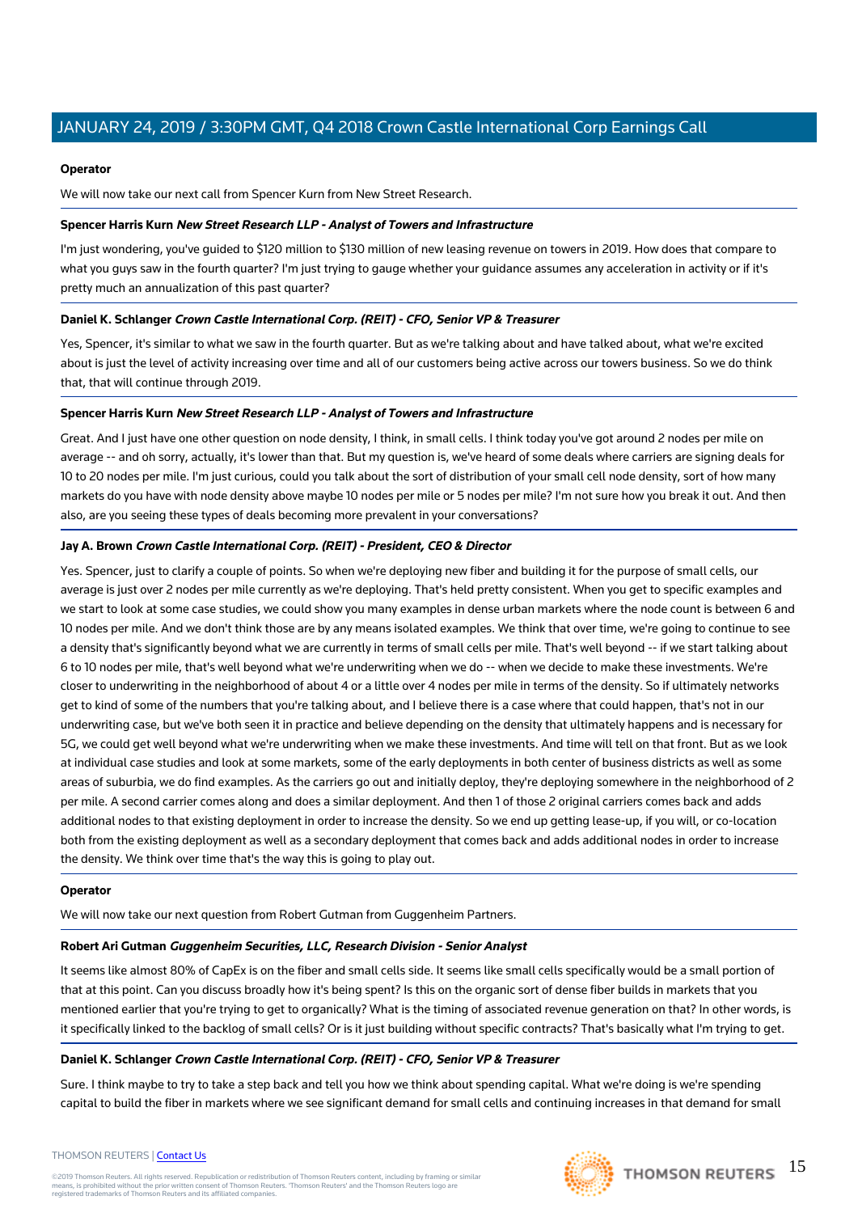**Operator**

We will now take our next call from Spencer Kurn from New Street Research.

**Spencer Harris Kurn** ***New Street Research LLP - Analyst of Towers and Infrastructure***

I'm just wondering, you've guided to $120 million to $130 million of new leasing revenue on towers in 2019. How does that compare to what you guys saw in the fourth quarter? I'm just trying to gauge whether your guidance assumes any acceleration in activity or if it's pretty much an annualization of this past quarter?

**Daniel K. Schlanger** ***Crown Castle International Corp. (REIT) - CFO, Senior VP & Treasurer***

Yes, Spencer, it's similar to what we saw in the fourth quarter. But as we're talking about and have talked about, what we're excited about is just the level of activity increasing over time and all of our customers being active across our towers business. So we do think that, that will continue through 2019.

**Spencer Harris Kurn** ***New Street Research LLP - Analyst of Towers and Infrastructure***

Great. And I just have one other question on node density, I think, in small cells. I think today you've got around 2 nodes per mile on average -- and oh sorry, actually, it's lower than that. But my question is, we've heard of some deals where carriers are signing deals for 10 to 20 nodes per mile. I'm just curious, could you talk about the sort of distribution of your small cell node density, sort of how many markets do you have with node density above maybe 10 nodes per mile or 5 nodes per mile? I'm not sure how you break it out. And then also, are you seeing these types of deals becoming more prevalent in your conversations?

**Jay A. Brown** ***Crown Castle International Corp. (REIT) - President, CEO & Director***

Yes. Spencer, just to clarify a couple of points. So when we're deploying new fiber and building it for the purpose of small cells, our average is just over 2 nodes per mile currently as we're deploying. That's held pretty consistent. When you get to specific examples and we start to look at some case studies, we could show you many examples in dense urban markets where the node count is between 6 and 10 nodes per mile. And we don't think those are by any means isolated examples. We think that over time, we're going to continue to see a density that's significantly beyond what we are currently in terms of small cells per mile. That's well beyond -- if we start talking about 6 to 10 nodes per mile, that's well beyond what we're underwriting when we do -- when we decide to make these investments. We're closer to underwriting in the neighborhood of about 4 or a little over 4 nodes per mile in terms of the density. So if ultimately networks get to kind of some of the numbers that you're talking about, and I believe there is a case where that could happen, that's not in our underwriting case, but we've both seen it in practice and believe depending on the density that ultimately happens and is necessary for 5G, we could get well beyond what we're underwriting when we make these investments. And time will tell on that front. But as we look at individual case studies and look at some markets, some of the early deployments in both center of business districts as well as some areas of suburbia, we do find examples. As the carriers go out and initially deploy, they're deploying somewhere in the neighborhood of 2 per mile. A second carrier comes along and does a similar deployment. And then 1 of those 2 original carriers comes back and adds additional nodes to that existing deployment in order to increase the density. So we end up getting lease-up, if you will, or co-location both from the existing deployment as well as a secondary deployment that comes back and adds additional nodes in order to increase the density. We think over time that's the way this is going to play out.

**Operator**

We will now take our next question from Robert Gutman from Guggenheim Partners.

**Robert Ari Gutman** ***Guggenheim Securities, LLC, Research Division - Senior Analyst***

It seems like almost 80% of CapEx is on the fiber and small cells side. It seems like small cells specifically would be a small portion of that at this point. Can you discuss broadly how it's being spent? Is this on the organic sort of dense fiber builds in markets that you mentioned earlier that you're trying to get to organically? What is the timing of associated revenue generation on that? In other words, is it specifically linked to the backlog of small cells? Or is it just building without specific contracts? That's basically what I'm trying to get.

**Daniel K. Schlanger** ***Crown Castle International Corp. (REIT) - CFO, Senior VP & Treasurer***

Sure. I think maybe to try to take a step back and tell you how we think about spending capital. What we're doing is we're spending capital to build the fiber in markets where we see significant demand for small cells and continuing increases in that demand for small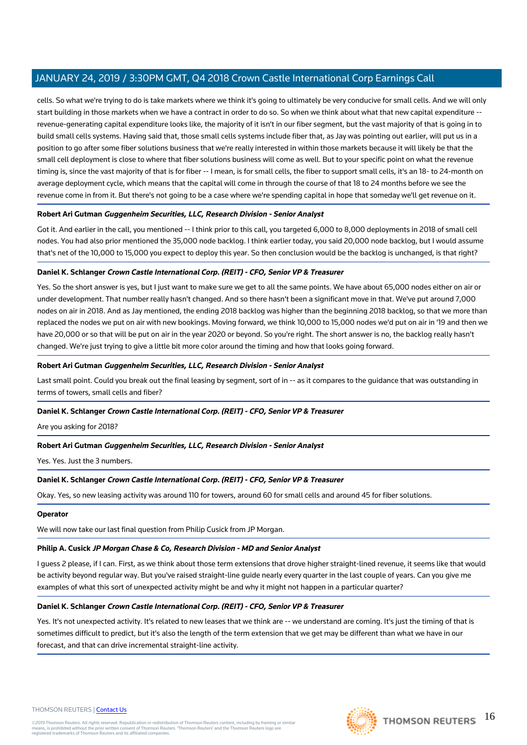cells. So what we're trying to do is take markets where we think it's going to ultimately be very conducive for small cells. And we will only start building in those markets when we have a contract in order to do so. So when we think about what that new capital expenditure -- revenue-generating capital expenditure looks like, the majority of it isn't in our fiber segment, but the vast majority of that is going in to build small cells systems. Having said that, those small cells systems include fiber that, as Jay was pointing out earlier, will put us in a position to go after some fiber solutions business that we're really interested in within those markets because it will likely be that the small cell deployment is close to where that fiber solutions business will come as well. But to your specific point on what the revenue timing is, since the vast majority of that is for fiber -- I mean, is for small cells, the fiber to support small cells, it's an 18- to 24-month on average deployment cycle, which means that the capital will come in through the course of that 18 to 24 months before we see the revenue come in from it. But there's not going to be a case where we're spending capital in hope that someday we'll get revenue on it.

**Robert Ari Gutman** ***Guggenheim Securities, LLC, Research Division - Senior Analyst***

Got it. And earlier in the call, you mentioned -- I think prior to this call, you targeted 6,000 to 8,000 deployments in 2018 of small cell nodes. You had also prior mentioned the 35,000 node backlog. I think earlier today, you said 20,000 node backlog, but I would assume that's net of the 10,000 to 15,000 you expect to deploy this year. So then conclusion would be the backlog is unchanged, is that right?

**Daniel K. Schlanger** ***Crown Castle International Corp. (REIT) - CFO, Senior VP & Treasurer***

Yes. So the short answer is yes, but I just want to make sure we get to all the same points. We have about 65,000 nodes either on air or under development. That number really hasn't changed. And so there hasn't been a significant move in that. We've put around 7,000 nodes on air in 2018. And as Jay mentioned, the ending 2018 backlog was higher than the beginning 2018 backlog, so that we more than replaced the nodes we put on air with new bookings. Moving forward, we think 10,000 to 15,000 nodes we'd put on air in '19 and then we have 20,000 or so that will be put on air in the year 2020 or beyond. So you're right. The short answer is no, the backlog really hasn't changed. We're just trying to give a little bit more color around the timing and how that looks going forward.

**Robert Ari Gutman** ***Guggenheim Securities, LLC, Research Division - Senior Analyst***

Last small point. Could you break out the final leasing by segment, sort of in -- as it compares to the guidance that was outstanding in terms of towers, small cells and fiber?

**Daniel K. Schlanger** ***Crown Castle International Corp. (REIT) - CFO, Senior VP & Treasurer***

Are you asking for 2018?

**Robert Ari Gutman** ***Guggenheim Securities, LLC, Research Division - Senior Analyst***

Yes. Yes. Just the 3 numbers.

**Daniel K. Schlanger** ***Crown Castle International Corp. (REIT) - CFO, Senior VP & Treasurer***

Okay. Yes, so new leasing activity was around 110 for towers, around 60 for small cells and around 45 for fiber solutions.

**Operator**

We will now take our last final question from Philip Cusick from JP Morgan.

**Philip A. Cusick** ***JP Morgan Chase & Co, Research Division - MD and Senior Analyst***

I guess 2 please, if I can. First, as we think about those term extensions that drove higher straight-lined revenue, it seems like that would be activity beyond regular way. But you've raised straight-line guide nearly every quarter in the last couple of years. Can you give me examples of what this sort of unexpected activity might be and why it might not happen in a particular quarter?

**Daniel K. Schlanger** ***Crown Castle International Corp. (REIT) - CFO, Senior VP & Treasurer***

Yes. It's not unexpected activity. It's related to new leases that we think are -- we understand are coming. It's just the timing of that is sometimes difficult to predict, but it's also the length of the term extension that we get may be different than what we have in our forecast, and that can drive incremental straight-line activity.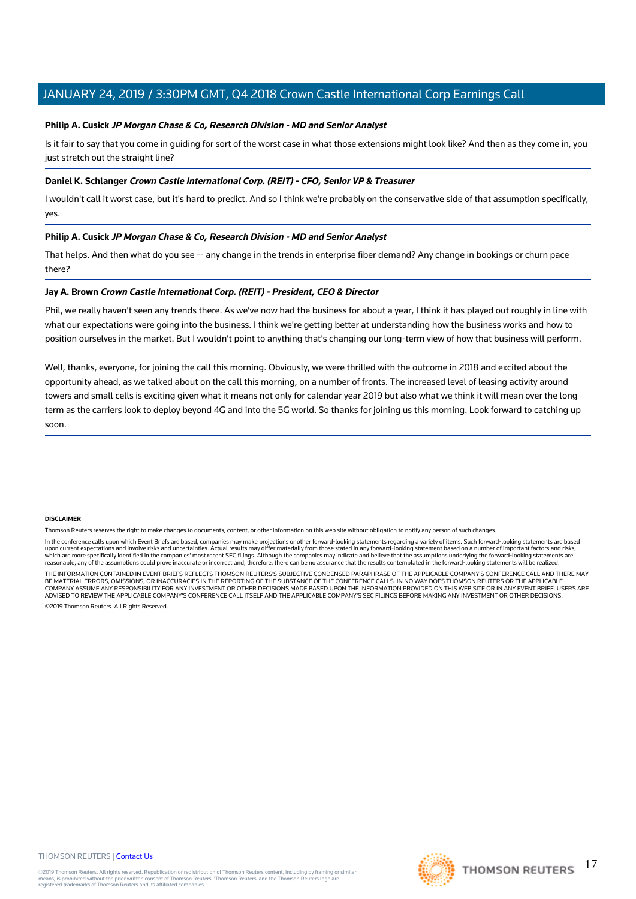**Philip A. Cusick** ***JP Morgan Chase & Co, Research Division - MD and Senior Analyst***

Is it fair to say that you come in guiding for sort of the worst case in what those extensions might look like? And then as they come in, you just stretch out the straight line?

**Daniel K. Schlanger** ***Crown Castle International Corp. (REIT) - CFO, Senior VP & Treasurer***

I wouldn't call it worst case, but it's hard to predict. And so I think we're probably on the conservative side of that assumption specifically, yes.

**Philip A. Cusick** ***JP Morgan Chase & Co, Research Division - MD and Senior Analyst***

That helps. And then what do you see -- any change in the trends in enterprise fiber demand? Any change in bookings or churn pace there?

**Jay A. Brown** ***Crown Castle International Corp. (REIT) - President, CEO & Director***

Phil, we really haven't seen any trends there. As we've now had the business for about a year, I think it has played out roughly in line with what our expectations were going into the business. I think we're getting better at understanding how the business works and how to position ourselves in the market. But I wouldn't point to anything that's changing our long-term view of how that business will perform.

Well, thanks, everyone, for joining the call this morning. Obviously, we were thrilled with the outcome in 2018 and excited about the opportunity ahead, as we talked about on the call this morning, on a number of fronts. The increased level of leasing activity around towers and small cells is exciting given what it means not only for calendar year 2019 but also what we think it will mean over the long term as the carriers look to deploy beyond 4G and into the 5G world. So thanks for joining us this morning. Look forward to catching up soon.

**DISCLAIMER**

Thomson Reuters reserves the right to make changes to documents, content, or other information on this web site without obligation to notify any person of such changes.

In the conference calls upon which Event Briefs are based, companies may make projections or other forward-looking statements regarding a variety of items. Such forward-looking statements are based upon current expectations and involve risks and uncertainties. Actual results may differ materially from those stated in any forward-looking statement based on a number of important factors and risks, which are more specifically identified in the companies' most recent SEC filings. Although the companies may indicate and believe that the assumptions underlying the forward-looking statements are reasonable, any of the assumptions could prove inaccurate or incorrect and, therefore, there can be no assurance that the results contemplated in the forward-looking statements will be realized.

THE INFORMATION CONTAINED IN EVENT BRIEFS REFLECTS THOMSON REUTERS'S SUBJECTIVE CONDENSED PARAPHRASE OF THE APPLICABLE COMPANY'S CONFERENCE CALL AND THERE MAY BE MATERIAL ERRORS, OMISSIONS, OR INACCURACIES IN THE REPORTING OF THE SUBSTANCE OF THE CONFERENCE CALLS. IN NO WAY DOES THOMSON REUTERS OR THE APPLICABLE COMPANY ASSUME ANY RESPONSIBILITY FOR ANY INVESTMENT OR OTHER DECISIONS MADE BASED UPON THE INFORMATION PROVIDED ON THIS WEB SITE OR IN ANY EVENT BRIEF. USERS ARE ADVISED TO REVIEW THE APPLICABLE COMPANY'S CONFERENCE CALL ITSELF AND THE APPLICABLE COMPANY'S SEC FILINGS BEFORE MAKING ANY INVESTMENT OR OTHER DECISIONS.

©2019 Thomson Reuters. All Rights Reserved.